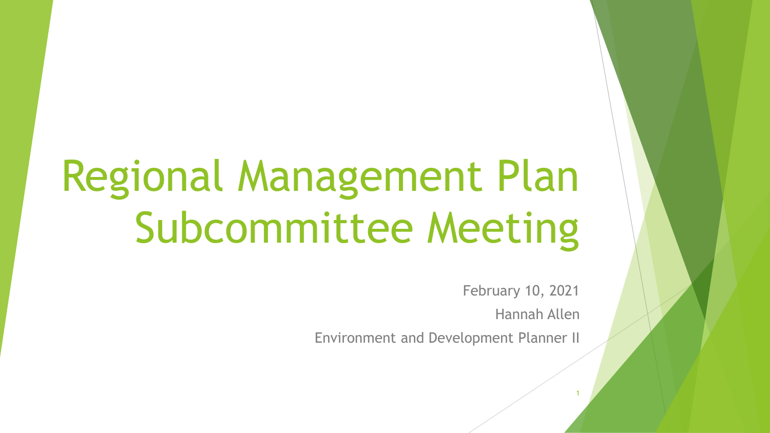# Regional Management Plan Subcommittee Meeting

February 10, 2021

Hannah Allen

Environment and Development Planner II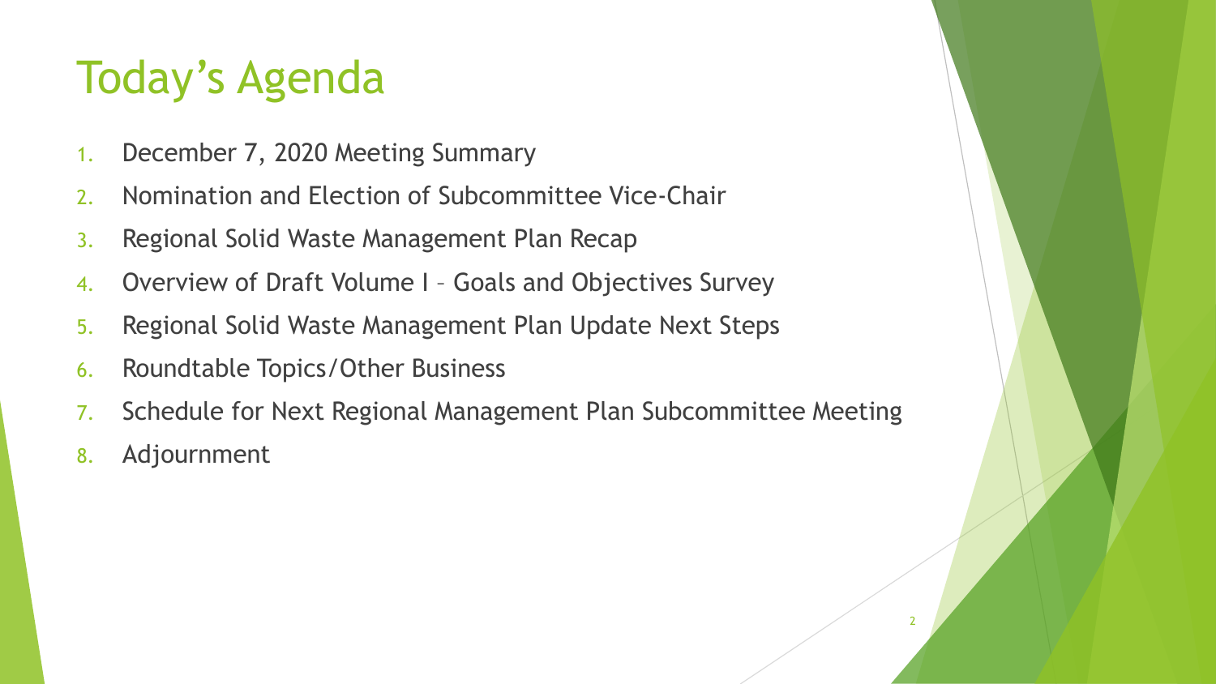# Today's Agenda

1. December 7, 2020 Meeting Summary
2. Nomination and Election of Subcommittee Vice-Chair
3. Regional Solid Waste Management Plan Recap
4. Overview of Draft Volume I – Goals and Objectives Survey
5. Regional Solid Waste Management Plan Update Next Steps
6. Roundtable Topics/Other Business
7. Schedule for Next Regional Management Plan Subcommittee Meeting
8. Adjournment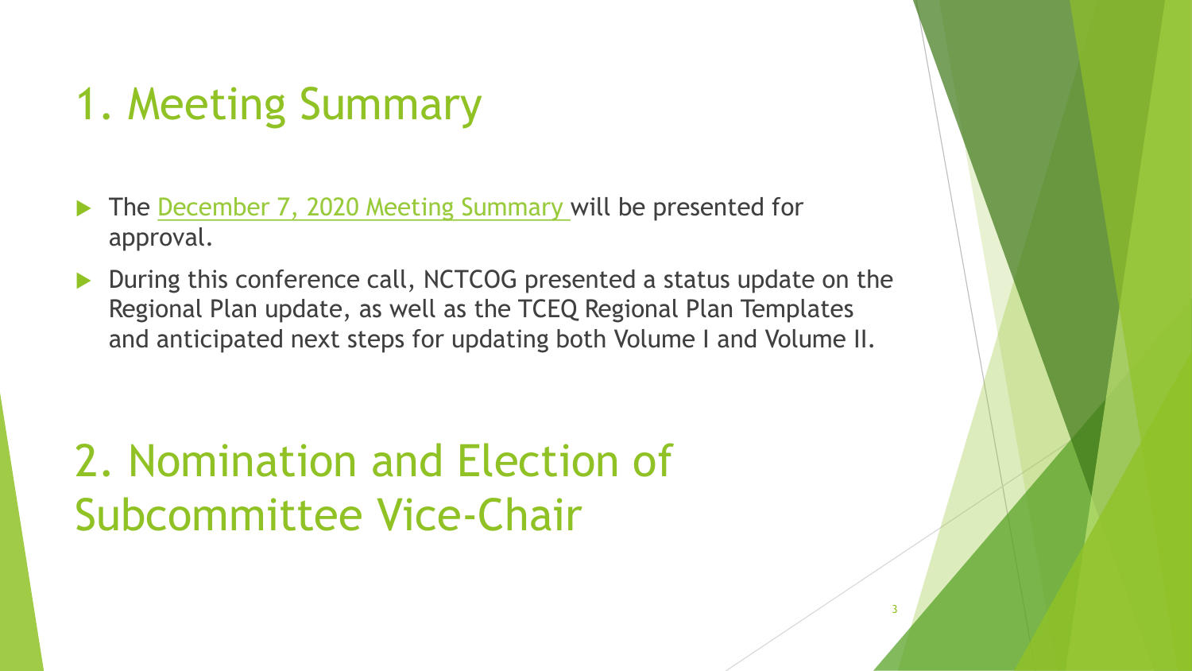# 1. Meeting Summary

- The December 7, 2020 Meeting Summary will be presented for approval.
- During this conference call, NCTCOG presented a status update on the Regional Plan update, as well as the TCEQ Regional Plan Templates and anticipated next steps for updating both Volume I and Volume II.

# 2. Nomination and Election of Subcommittee Vice-Chair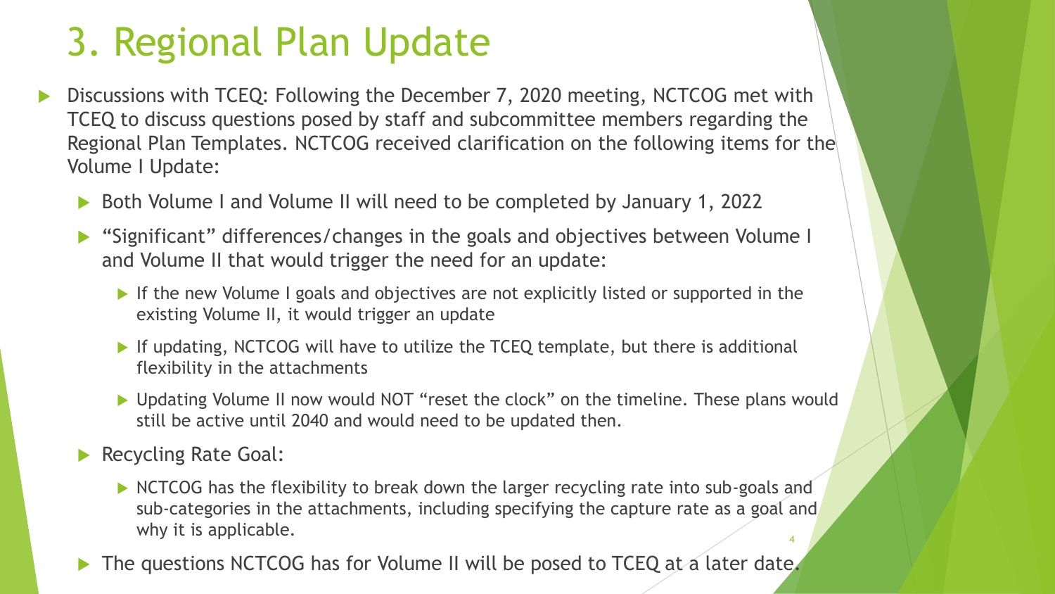# 3. Regional Plan Update

- Discussions with TCEQ: Following the December 7, 2020 meeting, NCTCOG met with TCEQ to discuss questions posed by staff and subcommittee members regarding the Regional Plan Templates. NCTCOG received clarification on the following items for the Volume I Update:
  - Both Volume I and Volume II will need to be completed by January 1, 2022
  - "Significant" differences/changes in the goals and objectives between Volume I and Volume II that would trigger the need for an update:
    - If the new Volume I goals and objectives are not explicitly listed or supported in the existing Volume II, it would trigger an update
    - If updating, NCTCOG will have to utilize the TCEQ template, but there is additional flexibility in the attachments
    - Updating Volume II now would NOT "reset the clock" on the timeline. These plans would still be active until 2040 and would need to be updated then.
  - Recycling Rate Goal:
    - NCTCOG has the flexibility to break down the larger recycling rate into sub-goals and sub-categories in the attachments, including specifying the capture rate as a goal and why it is applicable.
  - The questions NCTCOG has for Volume II will be posed to TCEQ at a later date.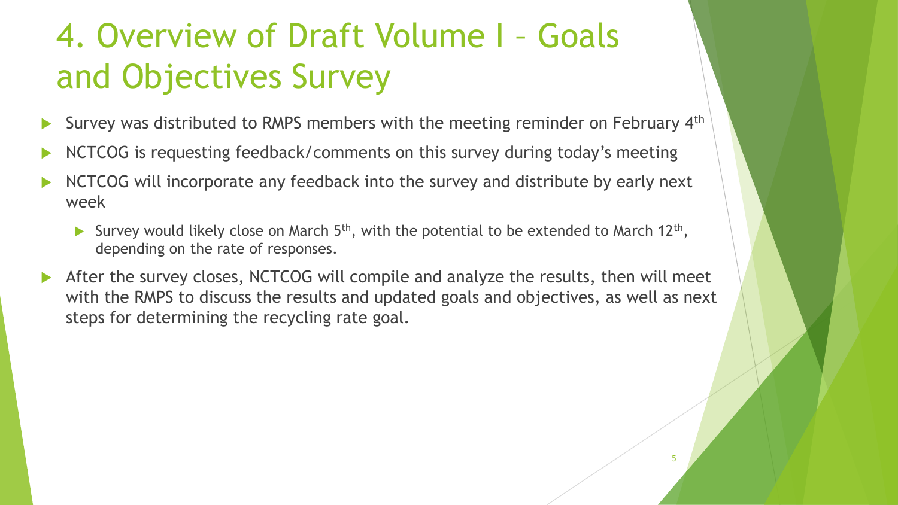# 4. Overview of Draft Volume I – Goals and Objectives Survey

- Survey was distributed to RMPS members with the meeting reminder on February 4th
- NCTCOG is requesting feedback/comments on this survey during today's meeting
- NCTCOG will incorporate any feedback into the survey and distribute by early next week
  - Survey would likely close on March 5th, with the potential to be extended to March 12th, depending on the rate of responses.
- After the survey closes, NCTCOG will compile and analyze the results, then will meet with the RMPS to discuss the results and updated goals and objectives, as well as next steps for determining the recycling rate goal.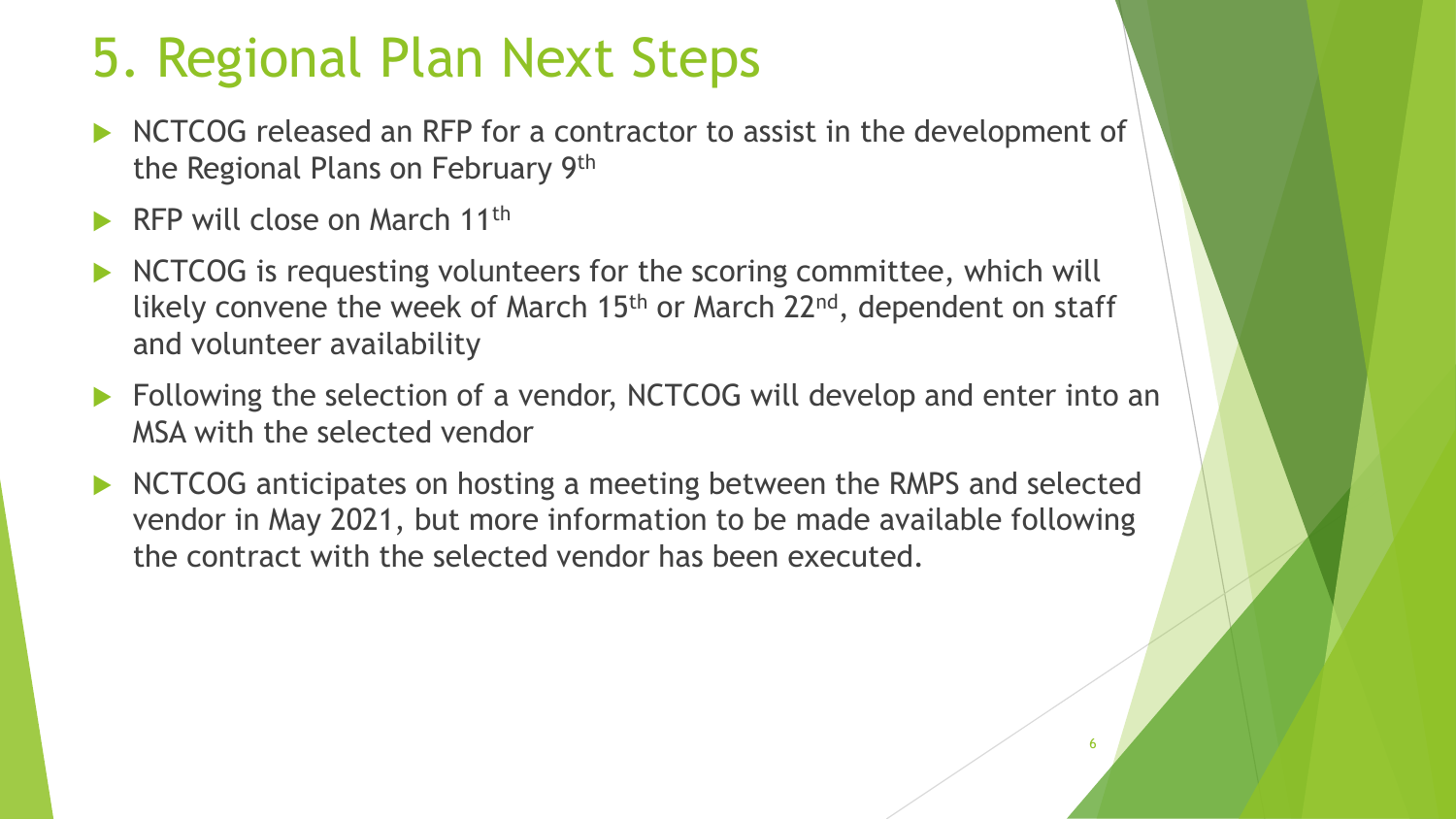# 5. Regional Plan Next Steps

- NCTCOG released an RFP for a contractor to assist in the development of the Regional Plans on February 9th
- RFP will close on March 11th
- NCTCOG is requesting volunteers for the scoring committee, which will likely convene the week of March 15th or March 22nd, dependent on staff and volunteer availability
- Following the selection of a vendor, NCTCOG will develop and enter into an MSA with the selected vendor
- NCTCOG anticipates on hosting a meeting between the RMPS and selected vendor in May 2021, but more information to be made available following the contract with the selected vendor has been executed.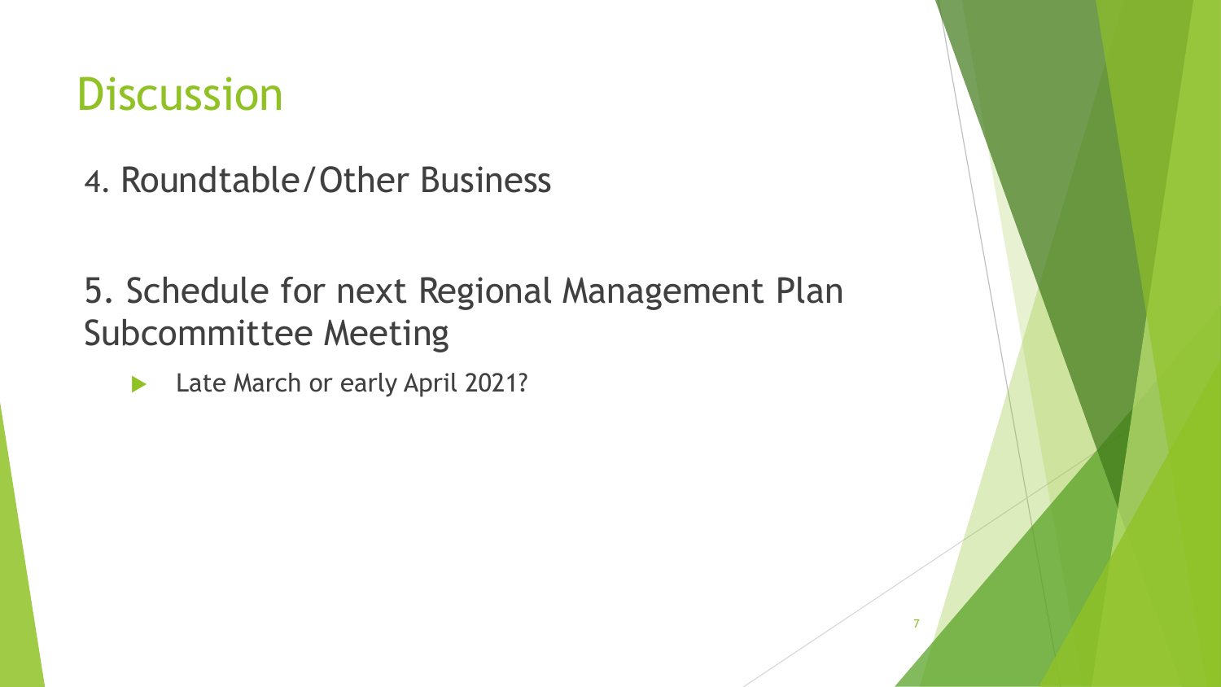# Discussion

4. Roundtable/Other Business

5. Schedule for next Regional Management Plan Subcommittee Meeting

- Late March or early April 2021?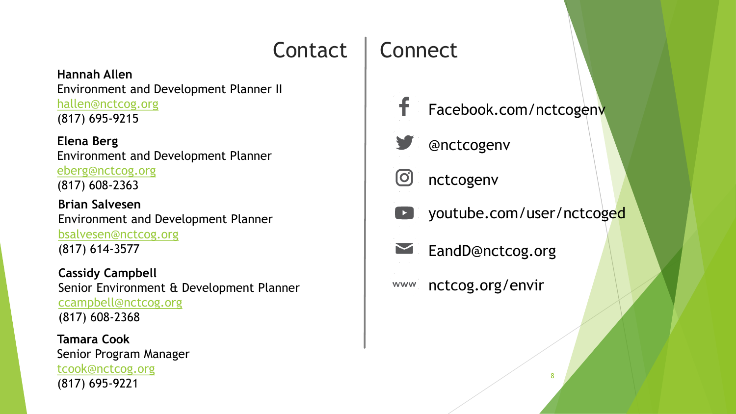## Contact

**Hannah Allen**
Environment and Development Planner II
hallen@nctcog.org
(817) 695-9215

**Elena Berg**
Environment and Development Planner
eberg@nctcog.org
(817) 608-2363

**Brian Salvesen**
Environment and Development Planner
bsalvesen@nctcog.org
(817) 614-3577

**Cassidy Campbell**
Senior Environment & Development Planner
ccampbell@nctcog.org
(817) 608-2368

**Tamara Cook**
Senior Program Manager
tcook@nctcog.org
(817) 695-9221

## Connect

- Facebook.com/nctcogenv
- @nctcogenv
- nctcogenv
- youtube.com/user/nctcoged
- EandD@nctcog.org
- www nctcog.org/envir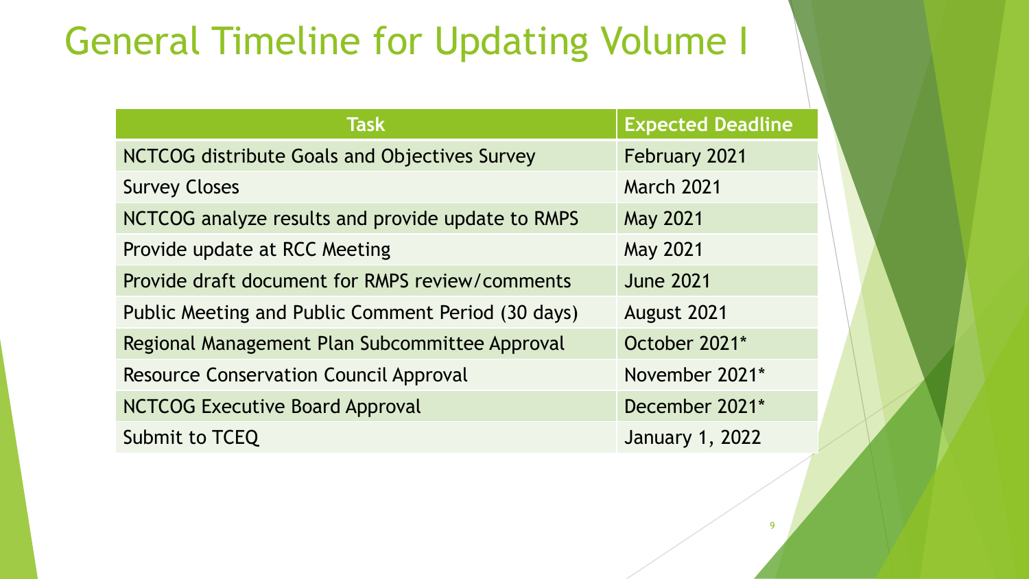# General Timeline for Updating Volume I

| Task | Expected Deadline |
| --- | --- |
| NCTCOG distribute Goals and Objectives Survey | February 2021 |
| Survey Closes | March 2021 |
| NCTCOG analyze results and provide update to RMPS | May 2021 |
| Provide update at RCC Meeting | May 2021 |
| Provide draft document for RMPS review/comments | June 2021 |
| Public Meeting and Public Comment Period (30 days) | August 2021 |
| Regional Management Plan Subcommittee Approval | October 2021* |
| Resource Conservation Council Approval | November 2021* |
| NCTCOG Executive Board Approval | December 2021* |
| Submit to TCEQ | January 1, 2022 |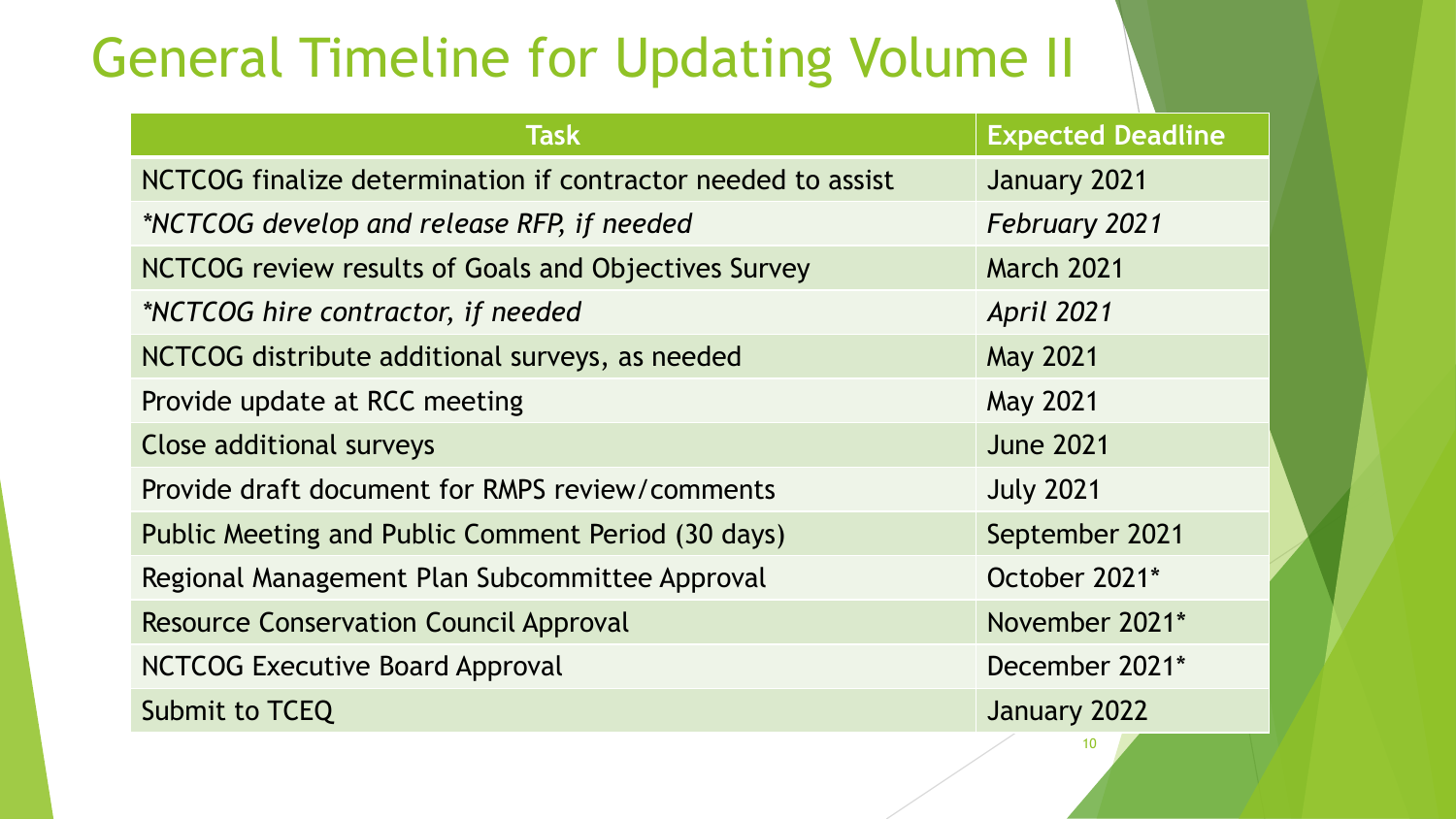# General Timeline for Updating Volume II

| Task | Expected Deadline |
| --- | --- |
| NCTCOG finalize determination if contractor needed to assist | January 2021 |
| *\*NCTCOG develop and release RFP, if needed* | *February 2021* |
| NCTCOG review results of Goals and Objectives Survey | March 2021 |
| *\*NCTCOG hire contractor, if needed* | *April 2021* |
| NCTCOG distribute additional surveys, as needed | May 2021 |
| Provide update at RCC meeting | May 2021 |
| Close additional surveys | June 2021 |
| Provide draft document for RMPS review/comments | July 2021 |
| Public Meeting and Public Comment Period (30 days) | September 2021 |
| Regional Management Plan Subcommittee Approval | October 2021* |
| Resource Conservation Council Approval | November 2021* |
| NCTCOG Executive Board Approval | December 2021* |
| Submit to TCEQ | January 2022 |